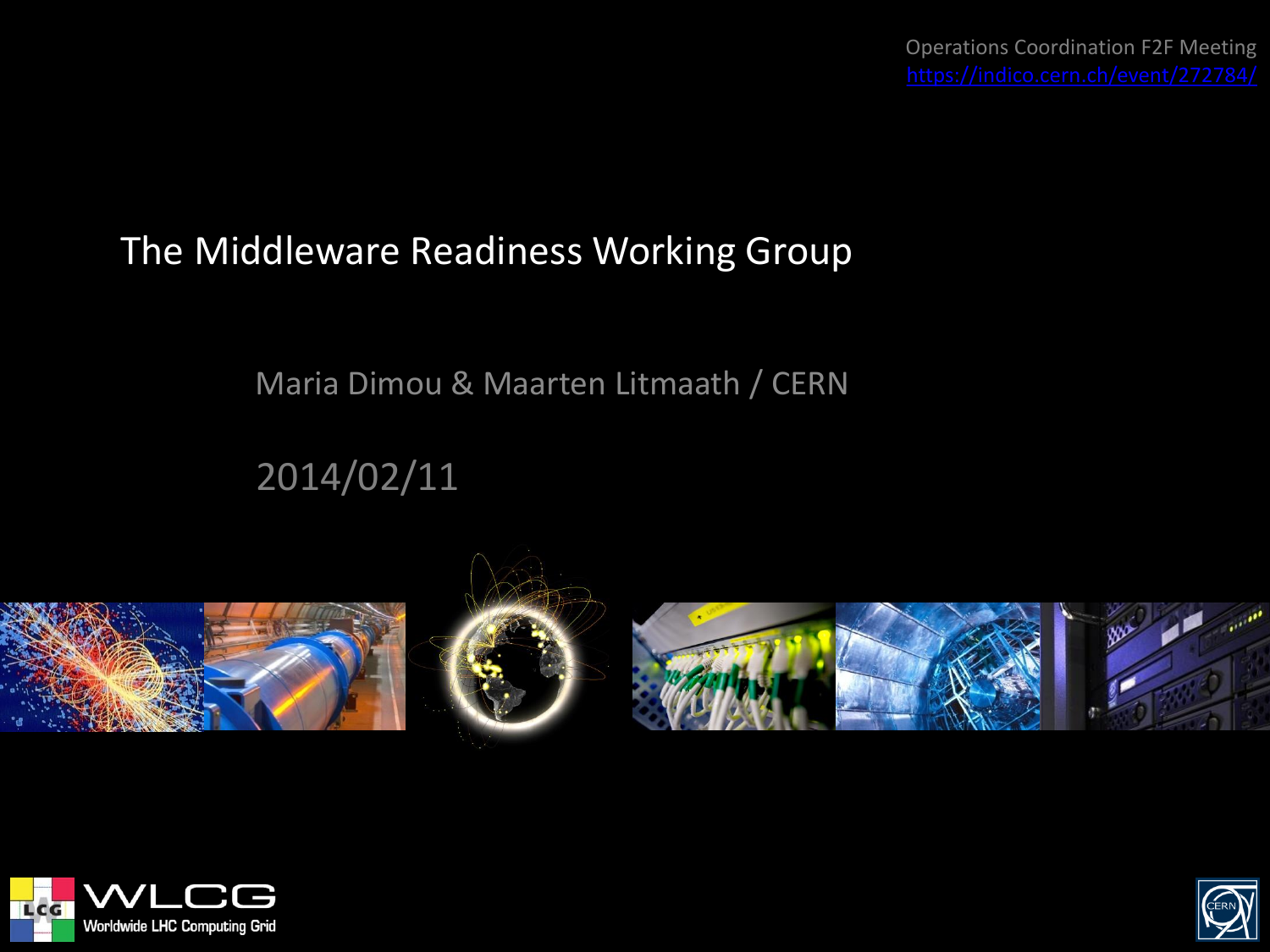Operations Coordination F2F Meeting
https://indico.cern.ch/event/272784/

# The Middleware Readiness Working Group

Maria Dimou & Maarten Litmaath / CERN

2014/02/11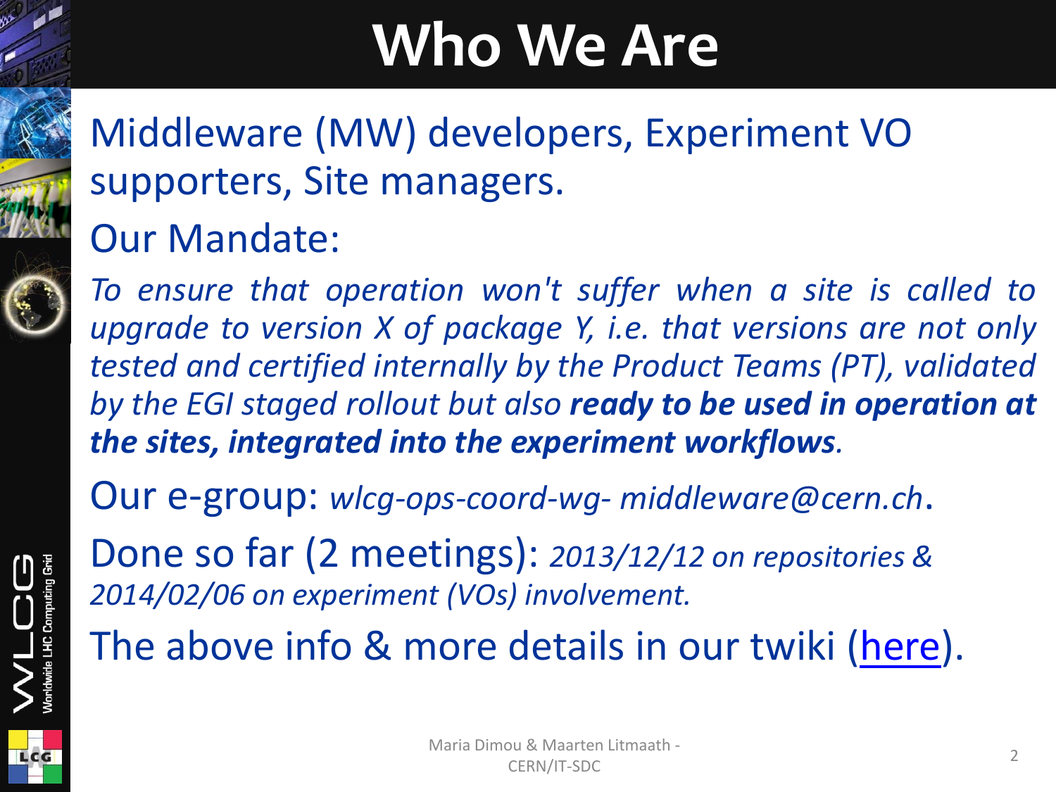# Who We Are

Middleware (MW) developers, Experiment VO supporters, Site managers.

Our Mandate:

*To ensure that operation won't suffer when a site is called to upgrade to version X of package Y, i.e. that versions are not only tested and certified internally by the Product Teams (PT), validated by the EGI staged rollout but also* ***ready to be used in operation at the sites, integrated into the experiment workflows****.*

Our e-group: *wlcg-ops-coord-wg- middleware@cern.ch*.

Done so far (2 meetings): *2013/12/12 on repositories & 2014/02/06 on experiment (VOs) involvement.*

The above info & more details in our twiki (here).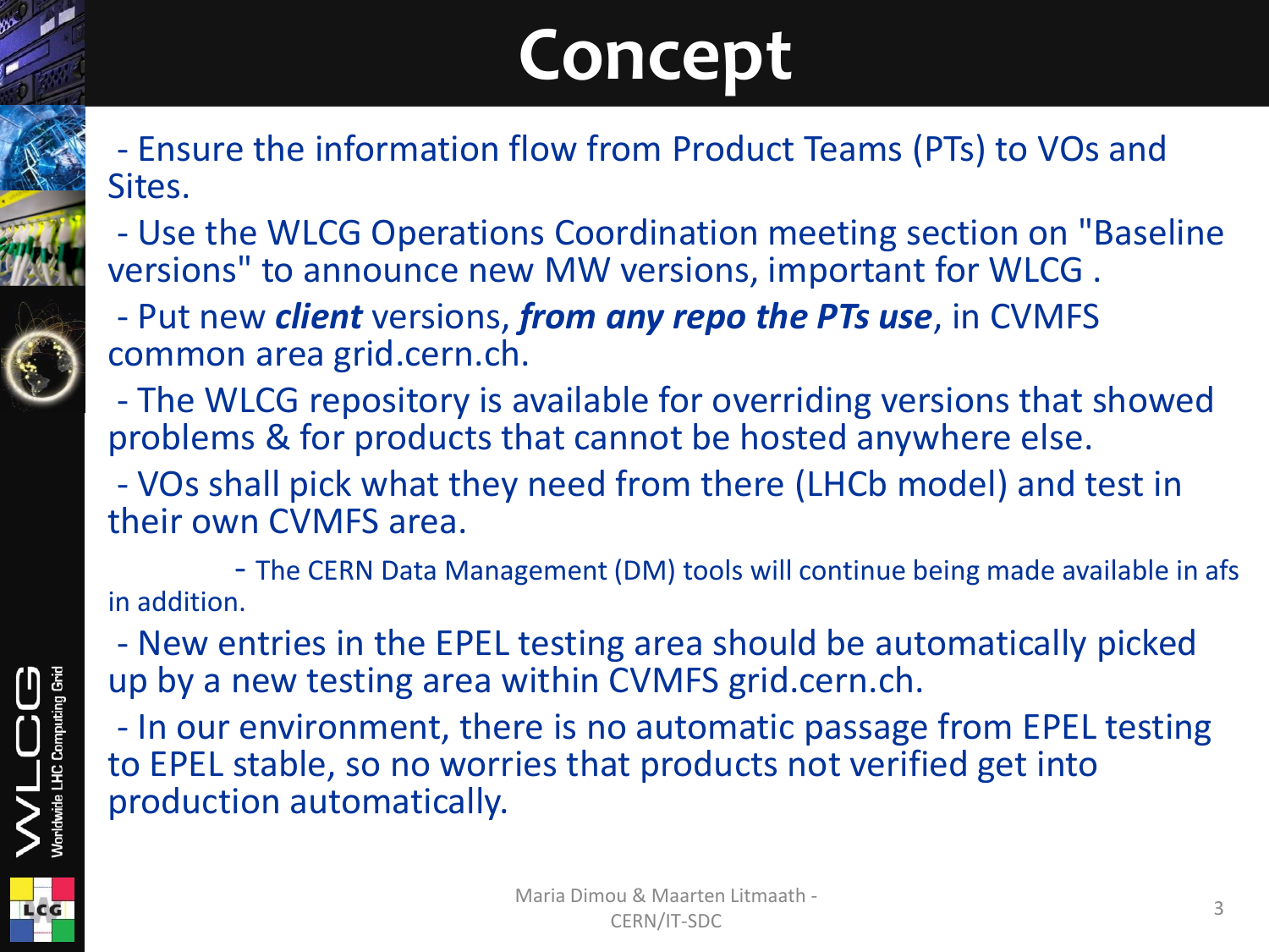# Concept

- Ensure the information flow from Product Teams (PTs) to VOs and Sites.
- Use the WLCG Operations Coordination meeting section on "Baseline versions" to announce new MW versions, important for WLCG .
- Put new ***client*** versions, ***from any repo the PTs use***, in CVMFS common area grid.cern.ch.
- The WLCG repository is available for overriding versions that showed problems & for products that cannot be hosted anywhere else.
- VOs shall pick what they need from there (LHCb model) and test in their own CVMFS area.
    - The CERN Data Management (DM) tools will continue being made available in afs in addition.
- New entries in the EPEL testing area should be automatically picked up by a new testing area within CVMFS grid.cern.ch.
- In our environment, there is no automatic passage from EPEL testing to EPEL stable, so no worries that products not verified get into production automatically.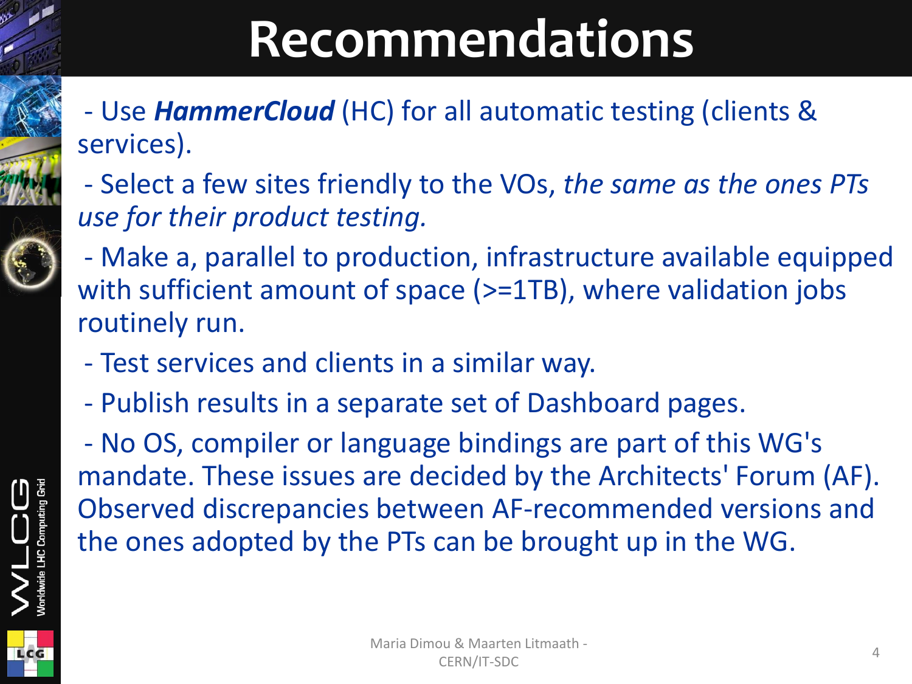# Recommendations

- Use ***HammerCloud*** (HC) for all automatic testing (clients & services).
- Select a few sites friendly to the VOs, *the same as the ones PTs use for their product testing.*
- Make a, parallel to production, infrastructure available equipped with sufficient amount of space (>=1TB), where validation jobs routinely run.
- Test services and clients in a similar way.
- Publish results in a separate set of Dashboard pages.
- No OS, compiler or language bindings are part of this WG's mandate. These issues are decided by the Architects' Forum (AF). Observed discrepancies between AF-recommended versions and the ones adopted by the PTs can be brought up in the WG.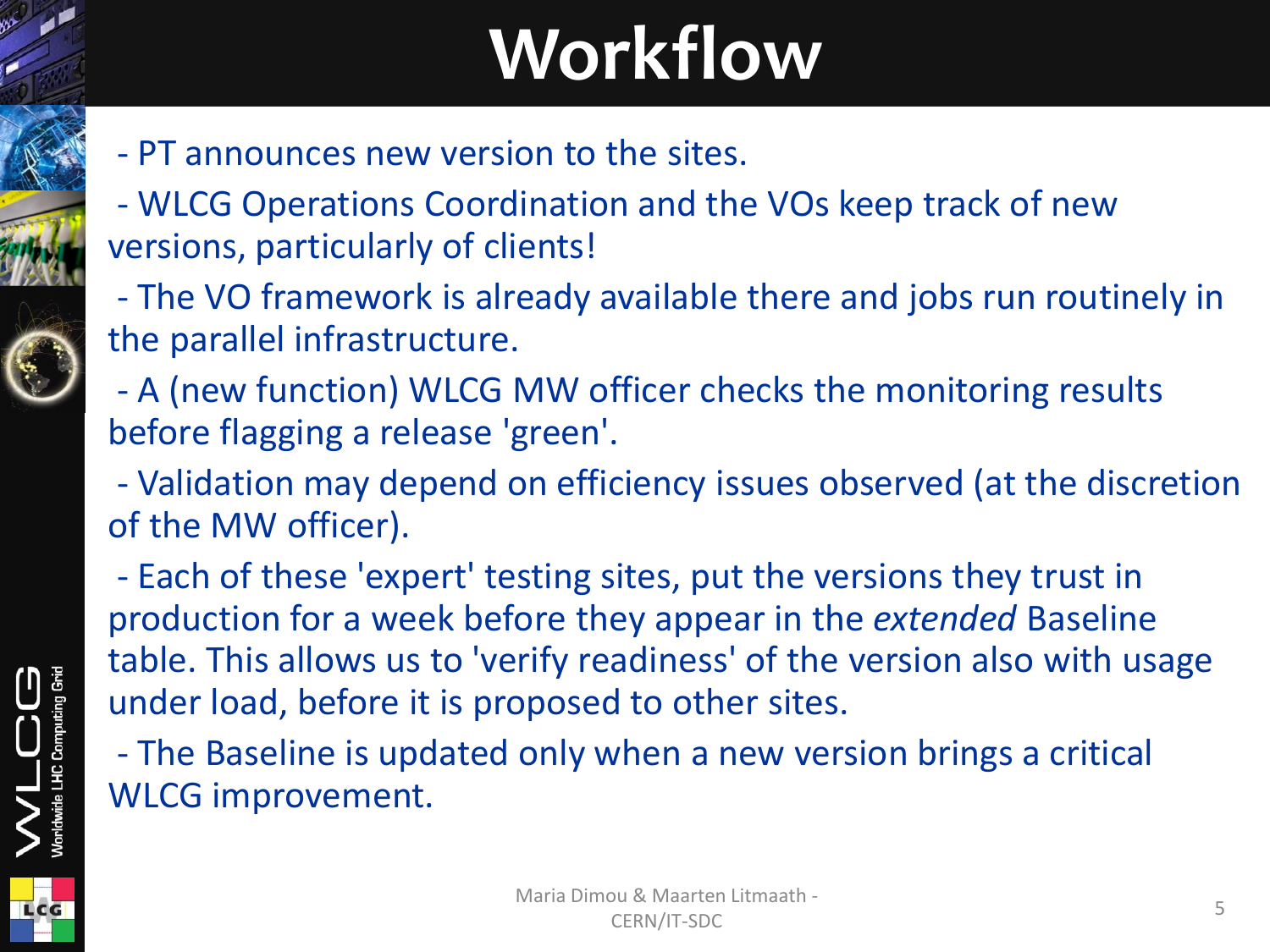# Workflow

- PT announces new version to the sites.
- WLCG Operations Coordination and the VOs keep track of new versions, particularly of clients!
- The VO framework is already available there and jobs run routinely in the parallel infrastructure.
- A (new function) WLCG MW officer checks the monitoring results before flagging a release 'green'.
- Validation may depend on efficiency issues observed (at the discretion of the MW officer).
- Each of these 'expert' testing sites, put the versions they trust in production for a week before they appear in the *extended* Baseline table. This allows us to 'verify readiness' of the version also with usage under load, before it is proposed to other sites.
- The Baseline is updated only when a new version brings a critical WLCG improvement.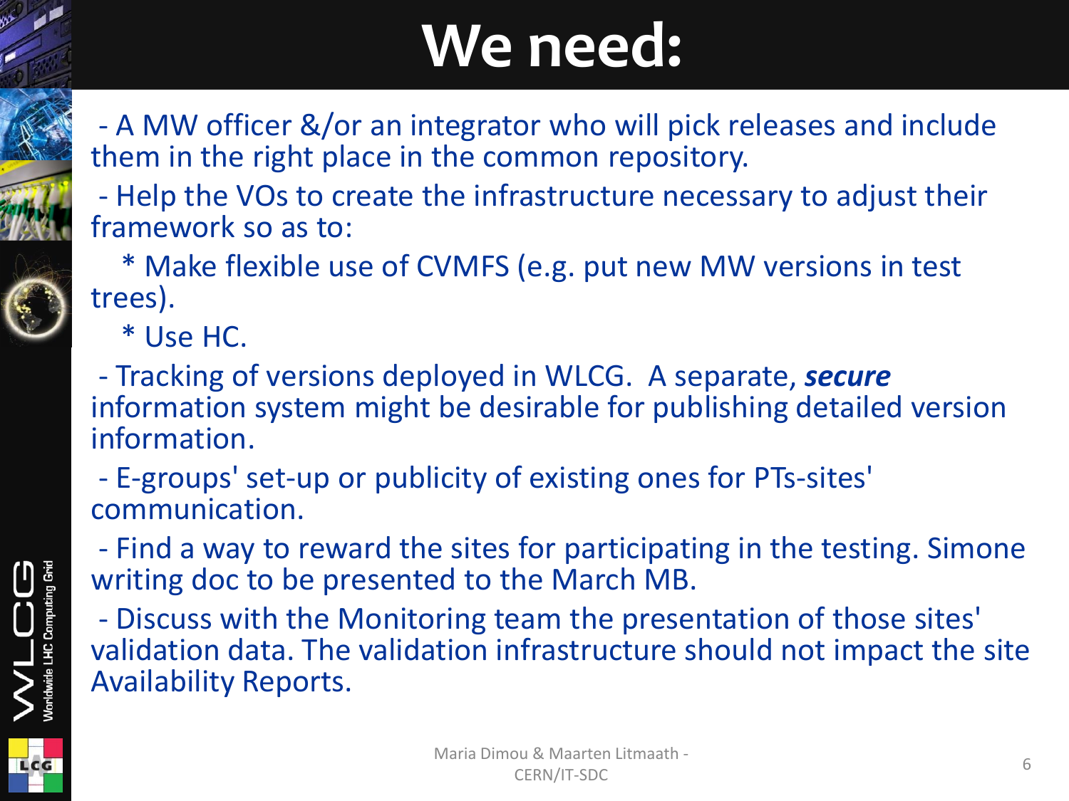# We need:

- A MW officer &/or an integrator who will pick releases and include them in the right place in the common repository.
- Help the VOs to create the infrastructure necessary to adjust their framework so as to:
  * Make flexible use of CVMFS (e.g. put new MW versions in test trees).
  * Use HC.
- Tracking of versions deployed in WLCG. A separate, ***secure*** information system might be desirable for publishing detailed version information.
- E-groups' set-up or publicity of existing ones for PTs-sites' communication.
- Find a way to reward the sites for participating in the testing. Simone writing doc to be presented to the March MB.
- Discuss with the Monitoring team the presentation of those sites' validation data. The validation infrastructure should not impact the site Availability Reports.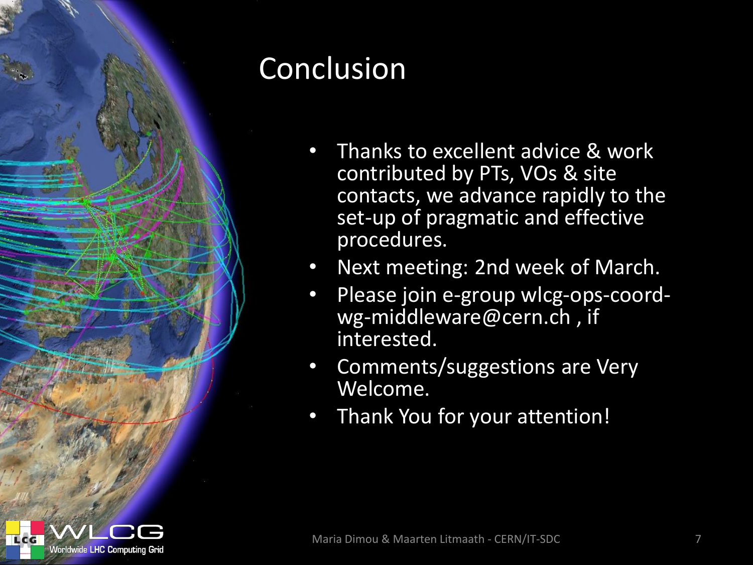# Conclusion

- Thanks to excellent advice & work contributed by PTs, VOs & site contacts, we advance rapidly to the set-up of pragmatic and effective procedures.
- Next meeting: 2nd week of March.
- Please join e-group wlcg-ops-coord-wg-middleware@cern.ch , if interested.
- Comments/suggestions are Very Welcome.
- Thank You for your attention!